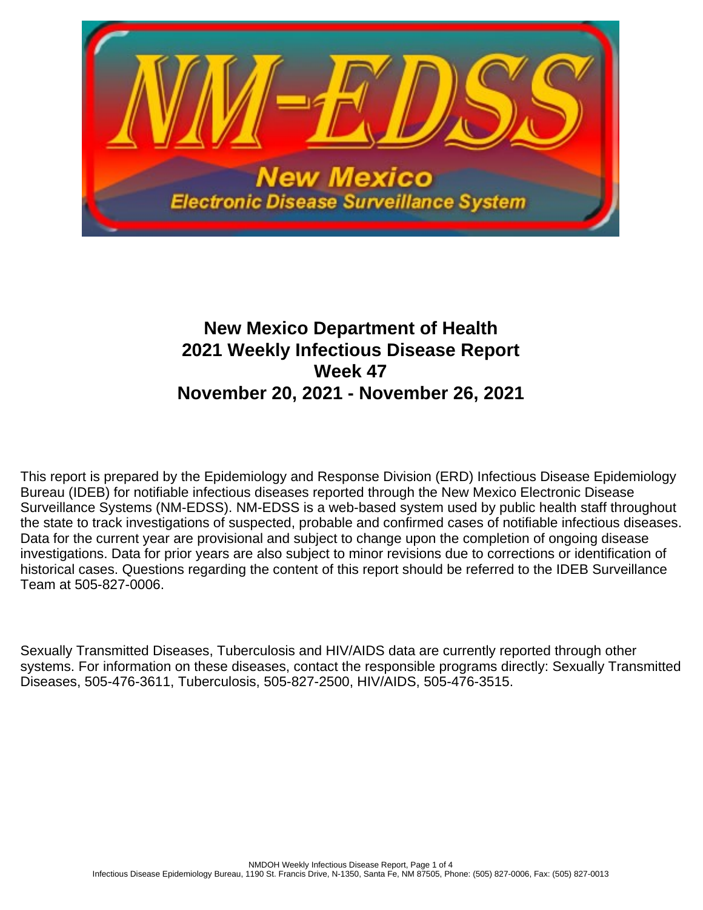# New Mexico Department of Health
# 2021 Weekly Infectious Disease Report
# Week 47
# November 20, 2021 - November 26, 2021

This report is prepared by the Epidemiology and Response Division (ERD) Infectious Disease Epidemiology Bureau (IDEB) for notifiable infectious diseases reported through the New Mexico Electronic Disease Surveillance Systems (NM-EDSS). NM-EDSS is a web-based system used by public health staff throughout the state to track investigations of suspected, probable and confirmed cases of notifiable infectious diseases. Data for the current year are provisional and subject to change upon the completion of ongoing disease investigations. Data for prior years are also subject to minor revisions due to corrections or identification of historical cases. Questions regarding the content of this report should be referred to the IDEB Surveillance Team at 505-827-0006.

Sexually Transmitted Diseases, Tuberculosis and HIV/AIDS data are currently reported through other systems. For information on these diseases, contact the responsible programs directly: Sexually Transmitted Diseases, 505-476-3611, Tuberculosis, 505-827-2500, HIV/AIDS, 505-476-3515.

Infectious Disease Epidemiology Bureau, 1190 St. Francis Drive, N-1350, Santa Fe, NM 87505, Phone: (505) 827-0006, Fax: (505) 827-0013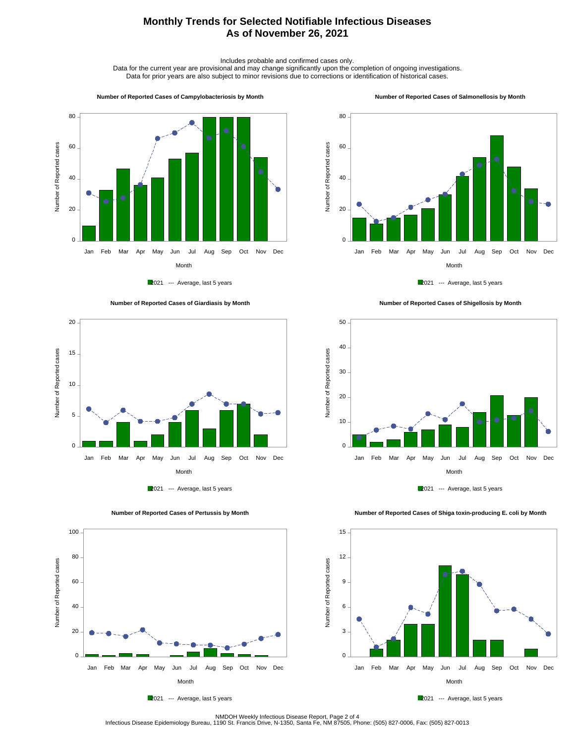# Monthly Trends for Selected Notifiable Infectious Diseases
# As of November 26, 2021

Includes probable and confirmed cases only.
Data for the current year are provisional and may change significantly upon the completion of ongoing investigations.
Data for prior years are also subject to minor revisions due to corrections or identification of historical cases.

### Number of Reported Cases of Campylobacteriosis by Month

Number of Reported cases

Month

2021 --- Average, last 5 years

### Number of Reported Cases of Salmonellosis by Month

Number of Reported cases

Month

2021 --- Average, last 5 years

### Number of Reported Cases of Giardiasis by Month

Number of Reported cases

Month

2021 --- Average, last 5 years

### Number of Reported Cases of Shigellosis by Month

Number of Reported cases

Month

2021 --- Average, last 5 years

### Number of Reported Cases of Pertussis by Month

Number of Reported cases

Month

2021 --- Average, last 5 years

### Number of Reported Cases of Shiga toxin-producing E. coli by Month

Number of Reported cases

Month

2021 --- Average, last 5 years

NMDOH Weekly Infectious Disease Report, Page 2 of 4
Infectious Disease Epidemiology Bureau, 1190 St. Francis Drive, N-1350, Santa Fe, NM 87505, Phone: (505) 827-0006, Fax: (505) 827-0013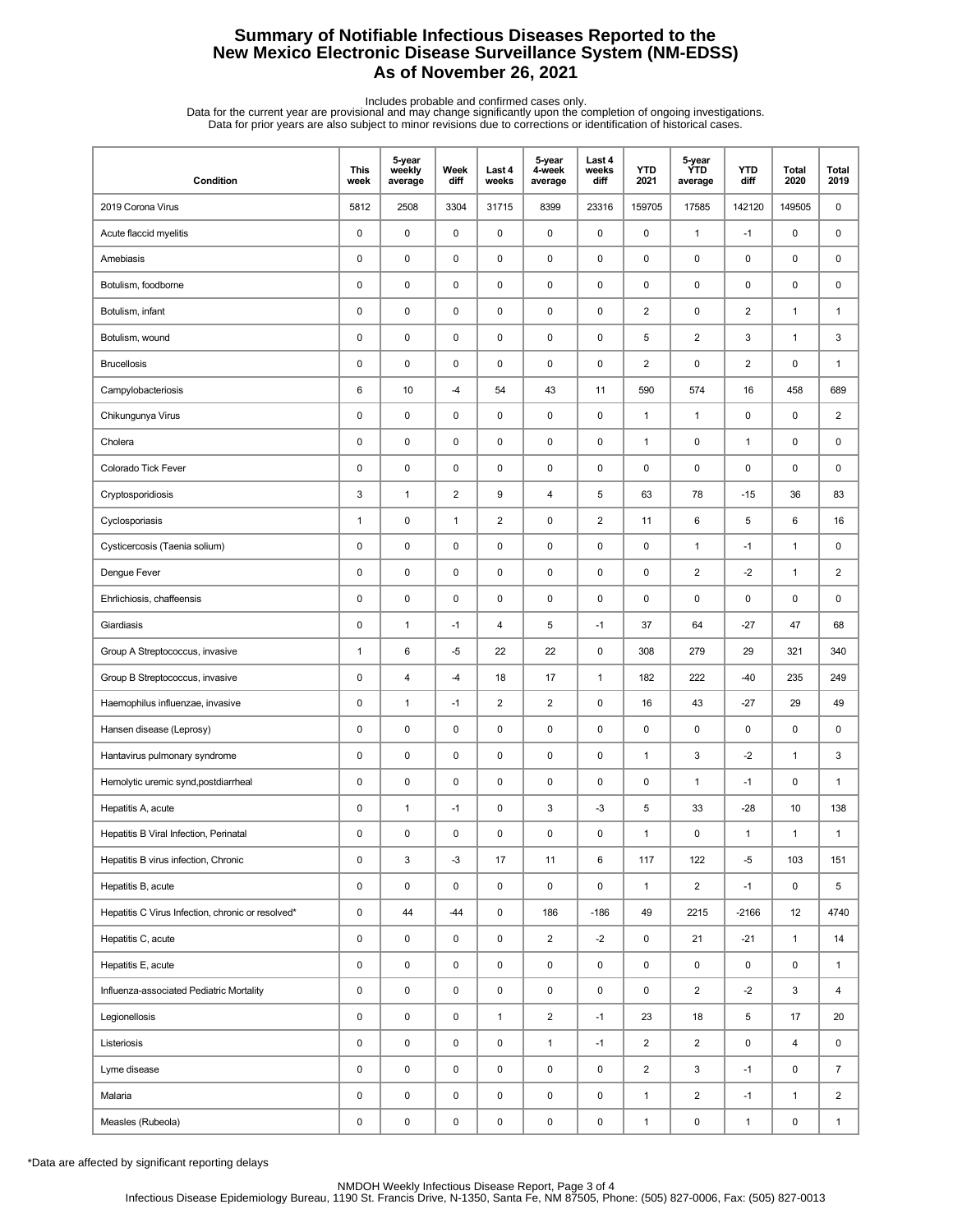# Summary of Notifiable Infectious Diseases Reported to the New Mexico Electronic Disease Surveillance System (NM-EDSS)
## As of November 26, 2021

Includes probable and confirmed cases only.
Data for the current year are provisional and may change significantly upon the completion of ongoing investigations.
Data for prior years are also subject to minor revisions due to corrections or identification of historical cases.

| Condition | This week | 5-year weekly average | Week diff | Last 4 weeks | 5-year 4-week average | Last 4 weeks diff | YTD 2021 | 5-year YTD average | YTD diff | Total 2020 | Total 2019 |
|---|---|---|---|---|---|---|---|---|---|---|---|
| 2019 Corona Virus | 5812 | 2508 | 3304 | 31715 | 8399 | 23316 | 159705 | 17585 | 142120 | 149505 | 0 |
| Acute flaccid myelitis | 0 | 0 | 0 | 0 | 0 | 0 | 0 | 1 | -1 | 0 | 0 |
| Amebiasis | 0 | 0 | 0 | 0 | 0 | 0 | 0 | 0 | 0 | 0 | 0 |
| Botulism, foodborne | 0 | 0 | 0 | 0 | 0 | 0 | 0 | 0 | 0 | 0 | 0 |
| Botulism, infant | 0 | 0 | 0 | 0 | 0 | 0 | 2 | 0 | 2 | 1 | 1 |
| Botulism, wound | 0 | 0 | 0 | 0 | 0 | 0 | 5 | 2 | 3 | 1 | 3 |
| Brucellosis | 0 | 0 | 0 | 0 | 0 | 0 | 2 | 0 | 2 | 0 | 1 |
| Campylobacteriosis | 6 | 10 | -4 | 54 | 43 | 11 | 590 | 574 | 16 | 458 | 689 |
| Chikungunya Virus | 0 | 0 | 0 | 0 | 0 | 0 | 1 | 1 | 0 | 0 | 2 |
| Cholera | 0 | 0 | 0 | 0 | 0 | 0 | 1 | 0 | 1 | 0 | 0 |
| Colorado Tick Fever | 0 | 0 | 0 | 0 | 0 | 0 | 0 | 0 | 0 | 0 | 0 |
| Cryptosporidiosis | 3 | 1 | 2 | 9 | 4 | 5 | 63 | 78 | -15 | 36 | 83 |
| Cyclosporiasis | 1 | 0 | 1 | 2 | 0 | 2 | 11 | 6 | 5 | 6 | 16 |
| Cysticercosis (Taenia solium) | 0 | 0 | 0 | 0 | 0 | 0 | 0 | 1 | -1 | 1 | 0 |
| Dengue Fever | 0 | 0 | 0 | 0 | 0 | 0 | 0 | 2 | -2 | 1 | 2 |
| Ehrlichiosis, chaffeensis | 0 | 0 | 0 | 0 | 0 | 0 | 0 | 0 | 0 | 0 | 0 |
| Giardiasis | 0 | 1 | -1 | 4 | 5 | -1 | 37 | 64 | -27 | 47 | 68 |
| Group A Streptococcus, invasive | 1 | 6 | -5 | 22 | 22 | 0 | 308 | 279 | 29 | 321 | 340 |
| Group B Streptococcus, invasive | 0 | 4 | -4 | 18 | 17 | 1 | 182 | 222 | -40 | 235 | 249 |
| Haemophilus influenzae, invasive | 0 | 1 | -1 | 2 | 2 | 0 | 16 | 43 | -27 | 29 | 49 |
| Hansen disease (Leprosy) | 0 | 0 | 0 | 0 | 0 | 0 | 0 | 0 | 0 | 0 | 0 |
| Hantavirus pulmonary syndrome | 0 | 0 | 0 | 0 | 0 | 0 | 1 | 3 | -2 | 1 | 3 |
| Hemolytic uremic synd,postdiarrheal | 0 | 0 | 0 | 0 | 0 | 0 | 0 | 1 | -1 | 0 | 1 |
| Hepatitis A, acute | 0 | 1 | -1 | 0 | 3 | -3 | 5 | 33 | -28 | 10 | 138 |
| Hepatitis B Viral Infection, Perinatal | 0 | 0 | 0 | 0 | 0 | 0 | 1 | 0 | 1 | 1 | 1 |
| Hepatitis B virus infection, Chronic | 0 | 3 | -3 | 17 | 11 | 6 | 117 | 122 | -5 | 103 | 151 |
| Hepatitis B, acute | 0 | 0 | 0 | 0 | 0 | 0 | 1 | 2 | -1 | 0 | 5 |
| Hepatitis C Virus Infection, chronic or resolved* | 0 | 44 | -44 | 0 | 186 | -186 | 49 | 2215 | -2166 | 12 | 4740 |
| Hepatitis C, acute | 0 | 0 | 0 | 0 | 2 | -2 | 0 | 21 | -21 | 1 | 14 |
| Hepatitis E, acute | 0 | 0 | 0 | 0 | 0 | 0 | 0 | 0 | 0 | 0 | 1 |
| Influenza-associated Pediatric Mortality | 0 | 0 | 0 | 0 | 0 | 0 | 0 | 2 | -2 | 3 | 4 |
| Legionellosis | 0 | 0 | 0 | 1 | 2 | -1 | 23 | 18 | 5 | 17 | 20 |
| Listeriosis | 0 | 0 | 0 | 0 | 1 | -1 | 2 | 2 | 0 | 4 | 0 |
| Lyme disease | 0 | 0 | 0 | 0 | 0 | 0 | 2 | 3 | -1 | 0 | 7 |
| Malaria | 0 | 0 | 0 | 0 | 0 | 0 | 1 | 2 | -1 | 1 | 2 |
| Measles (Rubeola) | 0 | 0 | 0 | 0 | 0 | 0 | 1 | 0 | 1 | 0 | 1 |

*Data are affected by significant reporting delays

NMDOH Weekly Infectious Disease Report, Page 3 of 4
Infectious Disease Epidemiology Bureau, 1190 St. Francis Drive, N-1350, Santa Fe, NM 87505, Phone: (505) 827-0006, Fax: (505) 827-0013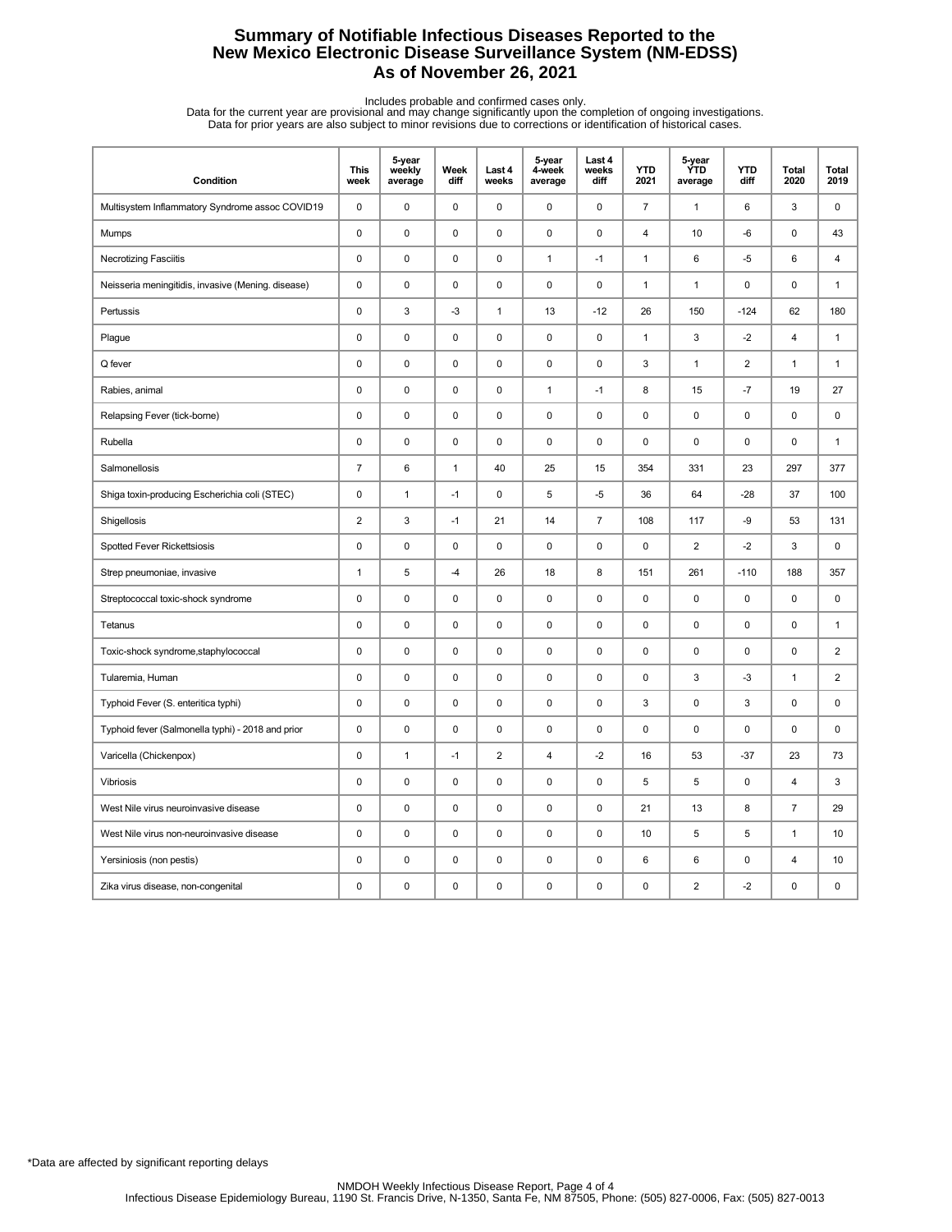# Summary of Notifiable Infectious Diseases Reported to the New Mexico Electronic Disease Surveillance System (NM-EDSS) As of November 26, 2021

Includes probable and confirmed cases only.
Data for the current year are provisional and may change significantly upon the completion of ongoing investigations.
Data for prior years are also subject to minor revisions due to corrections or identification of historical cases.

| Condition | This week | 5-year weekly average | Week diff | Last 4 weeks | 5-year 4-week average | Last 4 weeks diff | YTD 2021 | 5-year YTD average | YTD diff | Total 2020 | Total 2019 |
|---|---|---|---|---|---|---|---|---|---|---|---|
| Multisystem Inflammatory Syndrome assoc COVID19 | 0 | 0 | 0 | 0 | 0 | 0 | 7 | 1 | 6 | 3 | 0 |
| Mumps | 0 | 0 | 0 | 0 | 0 | 0 | 4 | 10 | -6 | 0 | 43 |
| Necrotizing Fasciitis | 0 | 0 | 0 | 0 | 1 | -1 | 1 | 6 | -5 | 6 | 4 |
| Neisseria meningitidis, invasive (Mening. disease) | 0 | 0 | 0 | 0 | 0 | 0 | 1 | 1 | 0 | 0 | 1 |
| Pertussis | 0 | 3 | -3 | 1 | 13 | -12 | 26 | 150 | -124 | 62 | 180 |
| Plague | 0 | 0 | 0 | 0 | 0 | 0 | 1 | 3 | -2 | 4 | 1 |
| Q fever | 0 | 0 | 0 | 0 | 0 | 0 | 3 | 1 | 2 | 1 | 1 |
| Rabies, animal | 0 | 0 | 0 | 0 | 1 | -1 | 8 | 15 | -7 | 19 | 27 |
| Relapsing Fever (tick-borne) | 0 | 0 | 0 | 0 | 0 | 0 | 0 | 0 | 0 | 0 | 0 |
| Rubella | 0 | 0 | 0 | 0 | 0 | 0 | 0 | 0 | 0 | 0 | 1 |
| Salmonellosis | 7 | 6 | 1 | 40 | 25 | 15 | 354 | 331 | 23 | 297 | 377 |
| Shiga toxin-producing Escherichia coli (STEC) | 0 | 1 | -1 | 0 | 5 | -5 | 36 | 64 | -28 | 37 | 100 |
| Shigellosis | 2 | 3 | -1 | 21 | 14 | 7 | 108 | 117 | -9 | 53 | 131 |
| Spotted Fever Rickettsiosis | 0 | 0 | 0 | 0 | 0 | 0 | 0 | 2 | -2 | 3 | 0 |
| Strep pneumoniae, invasive | 1 | 5 | -4 | 26 | 18 | 8 | 151 | 261 | -110 | 188 | 357 |
| Streptococcal toxic-shock syndrome | 0 | 0 | 0 | 0 | 0 | 0 | 0 | 0 | 0 | 0 | 0 |
| Tetanus | 0 | 0 | 0 | 0 | 0 | 0 | 0 | 0 | 0 | 0 | 1 |
| Toxic-shock syndrome,staphylococcal | 0 | 0 | 0 | 0 | 0 | 0 | 0 | 0 | 0 | 0 | 2 |
| Tularemia, Human | 0 | 0 | 0 | 0 | 0 | 0 | 0 | 3 | -3 | 1 | 2 |
| Typhoid Fever (S. enteritica typhi) | 0 | 0 | 0 | 0 | 0 | 0 | 3 | 0 | 3 | 0 | 0 |
| Typhoid fever (Salmonella typhi) - 2018 and prior | 0 | 0 | 0 | 0 | 0 | 0 | 0 | 0 | 0 | 0 | 0 |
| Varicella (Chickenpox) | 0 | 1 | -1 | 2 | 4 | -2 | 16 | 53 | -37 | 23 | 73 |
| Vibriosis | 0 | 0 | 0 | 0 | 0 | 0 | 5 | 5 | 0 | 4 | 3 |
| West Nile virus neuroinvasive disease | 0 | 0 | 0 | 0 | 0 | 0 | 21 | 13 | 8 | 7 | 29 |
| West Nile virus non-neuroinvasive disease | 0 | 0 | 0 | 0 | 0 | 0 | 10 | 5 | 5 | 1 | 10 |
| Yersiniosis (non pestis) | 0 | 0 | 0 | 0 | 0 | 0 | 6 | 6 | 0 | 4 | 10 |
| Zika virus disease, non-congenital | 0 | 0 | 0 | 0 | 0 | 0 | 0 | 2 | -2 | 0 | 0 |

*Data are affected by significant reporting delays

Infectious Disease Epidemiology Bureau, 1190 St. Francis Drive, N-1350, Santa Fe, NM 87505, Phone: (505) 827-0006, Fax: (505) 827-0013